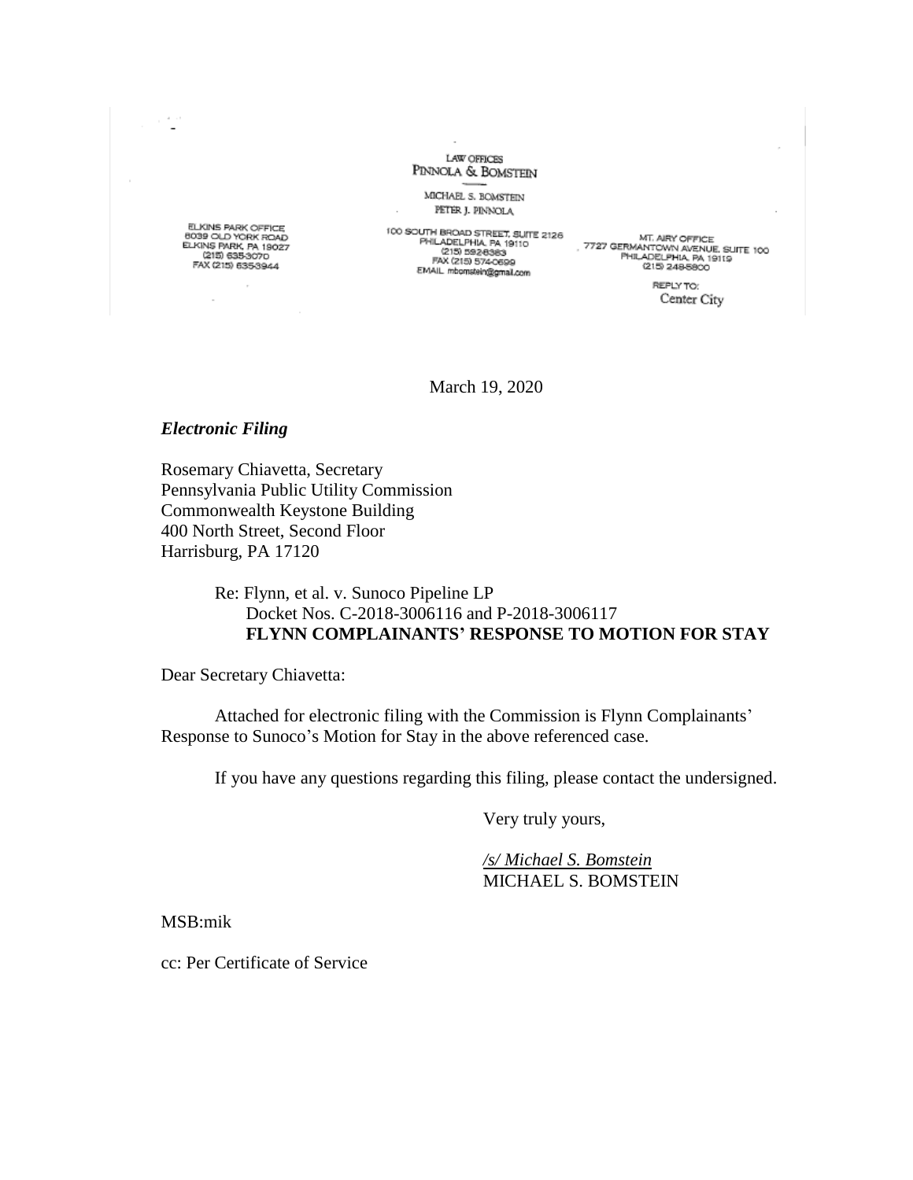LAW OFFICES
PINNOLA & BOMSTEIN

MICHAEL S. BOMSTEIN
PETER J. PINNOLA

ELKINS PARK OFFICE
8039 OLD YORK ROAD
ELKINS PARK, PA 19027
(215) 635-3070
FAX (215) 635-3944

100 SOUTH BROAD STREET, SUITE 2126
PHILADELPHIA, PA 19110
(215) 592-8383
FAX (215) 574-0699
EMAIL mbomstein@gmail.com

MT. AIRY OFFICE
7727 GERMANTOWN AVENUE, SUITE 100
PHILADELPHIA, PA 19119
(215) 248-5800

REPLY TO:
Center City

March 19, 2020

***Electronic Filing***

Rosemary Chiavetta, Secretary
Pennsylvania Public Utility Commission
Commonwealth Keystone Building
400 North Street, Second Floor
Harrisburg, PA 17120

Re: Flynn, et al. v. Sunoco Pipeline LP
Docket Nos. C-2018-3006116 and P-2018-3006117
**FLYNN COMPLAINANTS' RESPONSE TO MOTION FOR STAY**

Dear Secretary Chiavetta:

Attached for electronic filing with the Commission is Flynn Complainants' Response to Sunoco's Motion for Stay in the above referenced case.

If you have any questions regarding this filing, please contact the undersigned.

Very truly yours,

*/s/ Michael S. Bomstein*
MICHAEL S. BOMSTEIN

MSB:mik

cc: Per Certificate of Service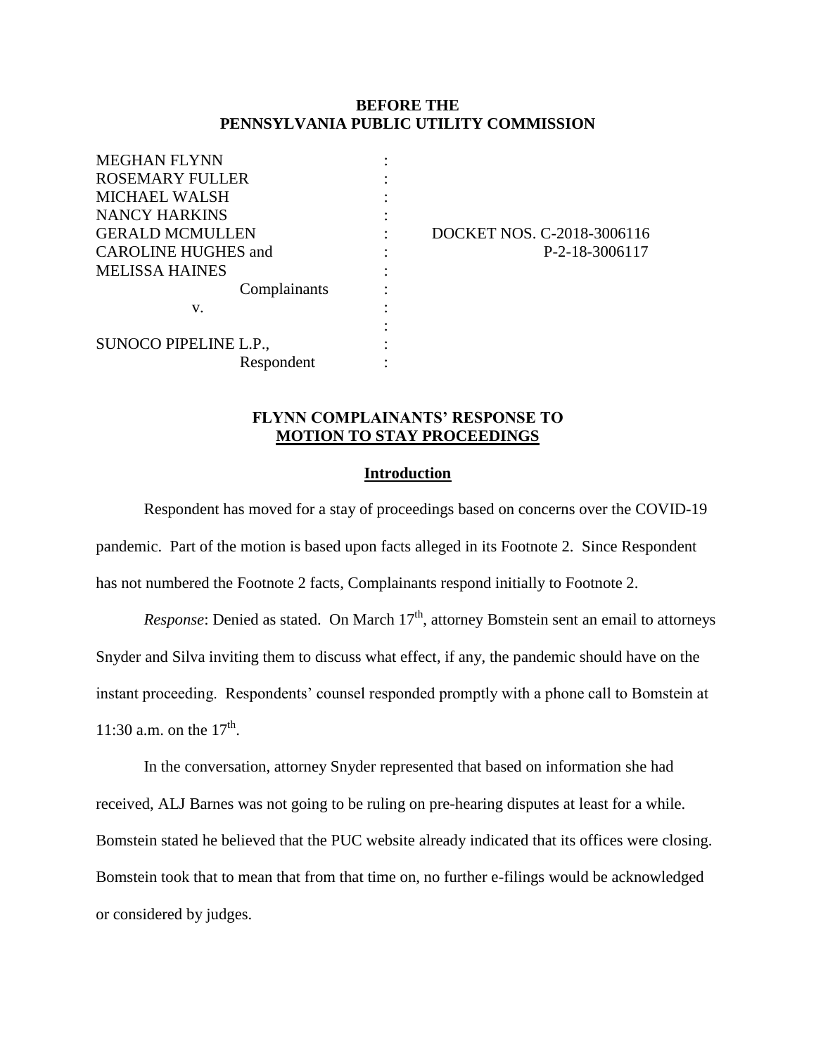**BEFORE THE**
**PENNSYLVANIA PUBLIC UTILITY COMMISSION**

| | | |
|---|---|---|
| MEGHAN FLYNN | : | |
| ROSEMARY FULLER | : | |
| MICHAEL WALSH | : | |
| NANCY HARKINS | : | |
| GERALD MCMULLEN | : | DOCKET NOS. C-2018-3006116 |
| CAROLINE HUGHES and | : | P-2-18-3006117 |
| MELISSA HAINES | : | |
| Complainants | : | |
| v. | : | |
| | : | |
| SUNOCO PIPELINE L.P., | : | |
| Respondent | : | |

**FLYNN COMPLAINANTS' RESPONSE TO MOTION TO STAY PROCEEDINGS**

**Introduction**

Respondent has moved for a stay of proceedings based on concerns over the COVID-19 pandemic. Part of the motion is based upon facts alleged in its Footnote 2. Since Respondent has not numbered the Footnote 2 facts, Complainants respond initially to Footnote 2.

*Response*: Denied as stated. On March 17th, attorney Bomstein sent an email to attorneys Snyder and Silva inviting them to discuss what effect, if any, the pandemic should have on the instant proceeding. Respondents' counsel responded promptly with a phone call to Bomstein at 11:30 a.m. on the 17th.

In the conversation, attorney Snyder represented that based on information she had received, ALJ Barnes was not going to be ruling on pre-hearing disputes at least for a while. Bomstein stated he believed that the PUC website already indicated that its offices were closing. Bomstein took that to mean that from that time on, no further e-filings would be acknowledged or considered by judges.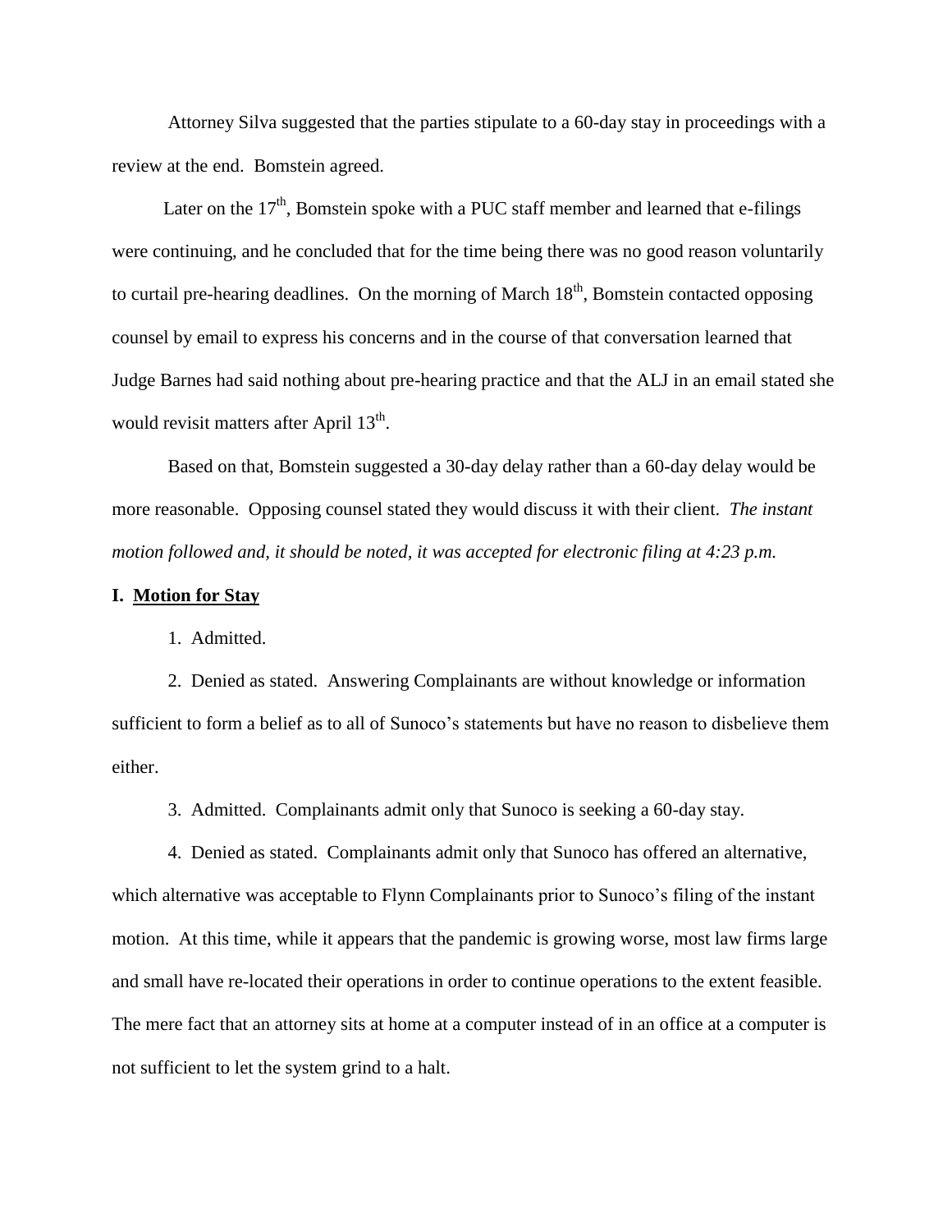Attorney Silva suggested that the parties stipulate to a 60-day stay in proceedings with a review at the end. Bomstein agreed.

Later on the 17th, Bomstein spoke with a PUC staff member and learned that e-filings were continuing, and he concluded that for the time being there was no good reason voluntarily to curtail pre-hearing deadlines. On the morning of March 18th, Bomstein contacted opposing counsel by email to express his concerns and in the course of that conversation learned that Judge Barnes had said nothing about pre-hearing practice and that the ALJ in an email stated she would revisit matters after April 13th.

Based on that, Bomstein suggested a 30-day delay rather than a 60-day delay would be more reasonable. Opposing counsel stated they would discuss it with their client. *The instant motion followed and, it should be noted, it was accepted for electronic filing at 4:23 p.m.*

## I. <u>Motion for Stay</u>

1. Admitted.

2. Denied as stated. Answering Complainants are without knowledge or information sufficient to form a belief as to all of Sunoco's statements but have no reason to disbelieve them either.

3. Admitted. Complainants admit only that Sunoco is seeking a 60-day stay.

4. Denied as stated. Complainants admit only that Sunoco has offered an alternative, which alternative was acceptable to Flynn Complainants prior to Sunoco's filing of the instant motion. At this time, while it appears that the pandemic is growing worse, most law firms large and small have re-located their operations in order to continue operations to the extent feasible. The mere fact that an attorney sits at home at a computer instead of in an office at a computer is not sufficient to let the system grind to a halt.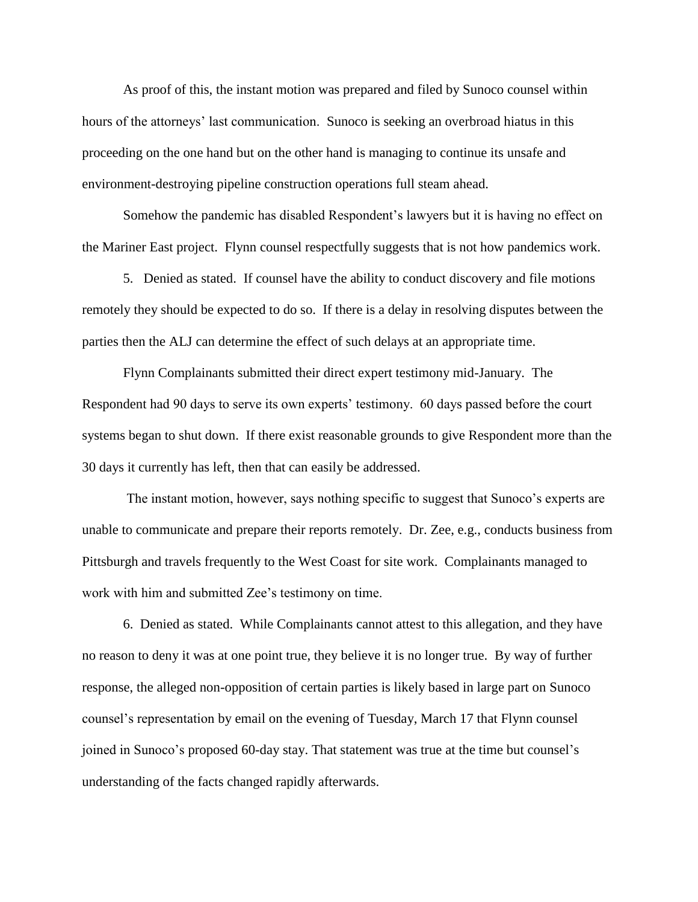As proof of this, the instant motion was prepared and filed by Sunoco counsel within hours of the attorneys' last communication. Sunoco is seeking an overbroad hiatus in this proceeding on the one hand but on the other hand is managing to continue its unsafe and environment-destroying pipeline construction operations full steam ahead.

Somehow the pandemic has disabled Respondent's lawyers but it is having no effect on the Mariner East project. Flynn counsel respectfully suggests that is not how pandemics work.

5. Denied as stated. If counsel have the ability to conduct discovery and file motions remotely they should be expected to do so. If there is a delay in resolving disputes between the parties then the ALJ can determine the effect of such delays at an appropriate time.

Flynn Complainants submitted their direct expert testimony mid-January. The Respondent had 90 days to serve its own experts' testimony. 60 days passed before the court systems began to shut down. If there exist reasonable grounds to give Respondent more than the 30 days it currently has left, then that can easily be addressed.

The instant motion, however, says nothing specific to suggest that Sunoco's experts are unable to communicate and prepare their reports remotely. Dr. Zee, e.g., conducts business from Pittsburgh and travels frequently to the West Coast for site work. Complainants managed to work with him and submitted Zee's testimony on time.

6. Denied as stated. While Complainants cannot attest to this allegation, and they have no reason to deny it was at one point true, they believe it is no longer true. By way of further response, the alleged non-opposition of certain parties is likely based in large part on Sunoco counsel's representation by email on the evening of Tuesday, March 17 that Flynn counsel joined in Sunoco's proposed 60-day stay. That statement was true at the time but counsel's understanding of the facts changed rapidly afterwards.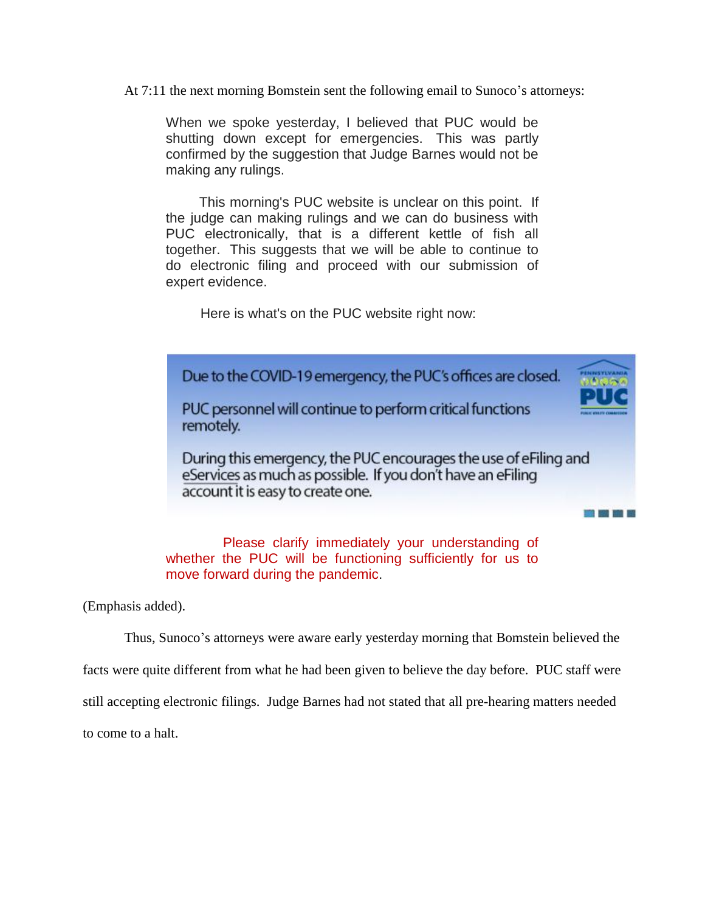At 7:11 the next morning Bomstein sent the following email to Sunoco's attorneys:

> When we spoke yesterday, I believed that PUC would be shutting down except for emergencies. This was partly confirmed by the suggestion that Judge Barnes would not be making any rulings.
>
> This morning's PUC website is unclear on this point. If the judge can making rulings and we can do business with PUC electronically, that is a different kettle of fish all together. This suggests that we will be able to continue to do electronic filing and proceed with our submission of expert evidence.
>
> Here is what's on the PUC website right now:
>
> Due to the COVID-19 emergency, the PUC's offices are closed.
>
> PUC personnel will continue to perform critical functions remotely.
>
> During this emergency, the PUC encourages the use of eFiling and eServices as much as possible. If you don't have an eFiling account it is easy to create one.
>
> Please clarify immediately your understanding of whether the PUC will be functioning sufficiently for us to move forward during the pandemic.

(Emphasis added).

Thus, Sunoco's attorneys were aware early yesterday morning that Bomstein believed the facts were quite different from what he had been given to believe the day before. PUC staff were still accepting electronic filings. Judge Barnes had not stated that all pre-hearing matters needed to come to a halt.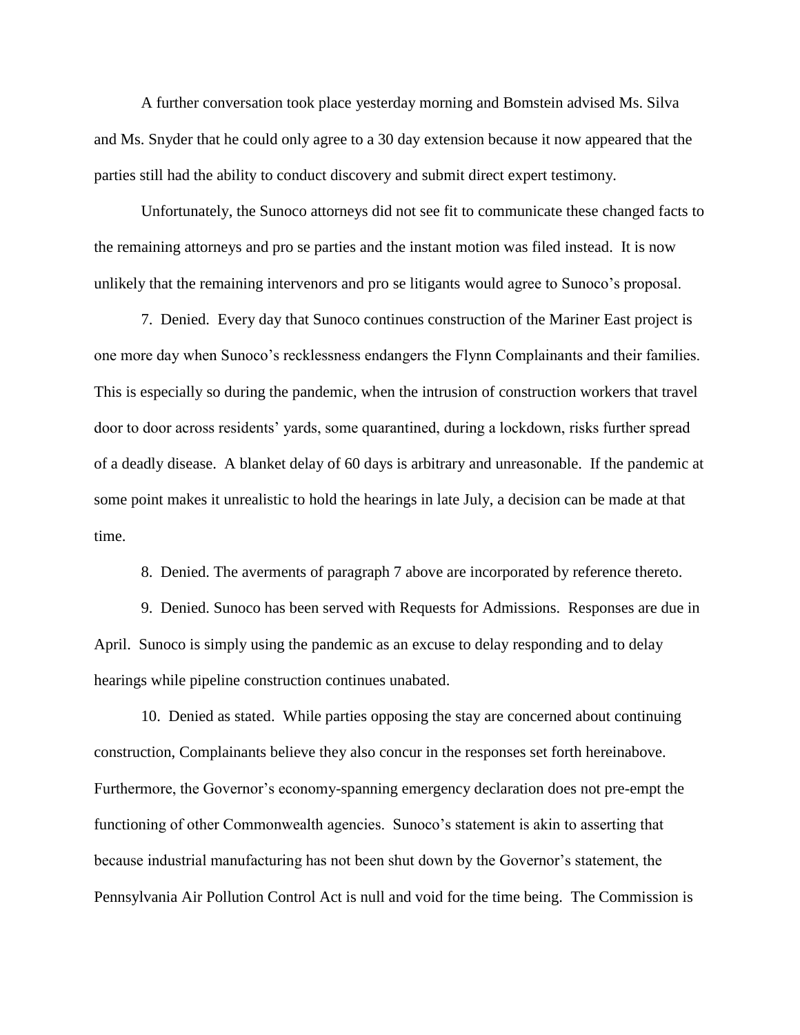A further conversation took place yesterday morning and Bomstein advised Ms. Silva and Ms. Snyder that he could only agree to a 30 day extension because it now appeared that the parties still had the ability to conduct discovery and submit direct expert testimony.

Unfortunately, the Sunoco attorneys did not see fit to communicate these changed facts to the remaining attorneys and pro se parties and the instant motion was filed instead. It is now unlikely that the remaining intervenors and pro se litigants would agree to Sunoco's proposal.

7. Denied. Every day that Sunoco continues construction of the Mariner East project is one more day when Sunoco's recklessness endangers the Flynn Complainants and their families. This is especially so during the pandemic, when the intrusion of construction workers that travel door to door across residents' yards, some quarantined, during a lockdown, risks further spread of a deadly disease. A blanket delay of 60 days is arbitrary and unreasonable. If the pandemic at some point makes it unrealistic to hold the hearings in late July, a decision can be made at that time.

8. Denied. The averments of paragraph 7 above are incorporated by reference thereto.

9. Denied. Sunoco has been served with Requests for Admissions. Responses are due in April. Sunoco is simply using the pandemic as an excuse to delay responding and to delay hearings while pipeline construction continues unabated.

10. Denied as stated. While parties opposing the stay are concerned about continuing construction, Complainants believe they also concur in the responses set forth hereinabove. Furthermore, the Governor's economy-spanning emergency declaration does not pre-empt the functioning of other Commonwealth agencies. Sunoco's statement is akin to asserting that because industrial manufacturing has not been shut down by the Governor's statement, the Pennsylvania Air Pollution Control Act is null and void for the time being. The Commission is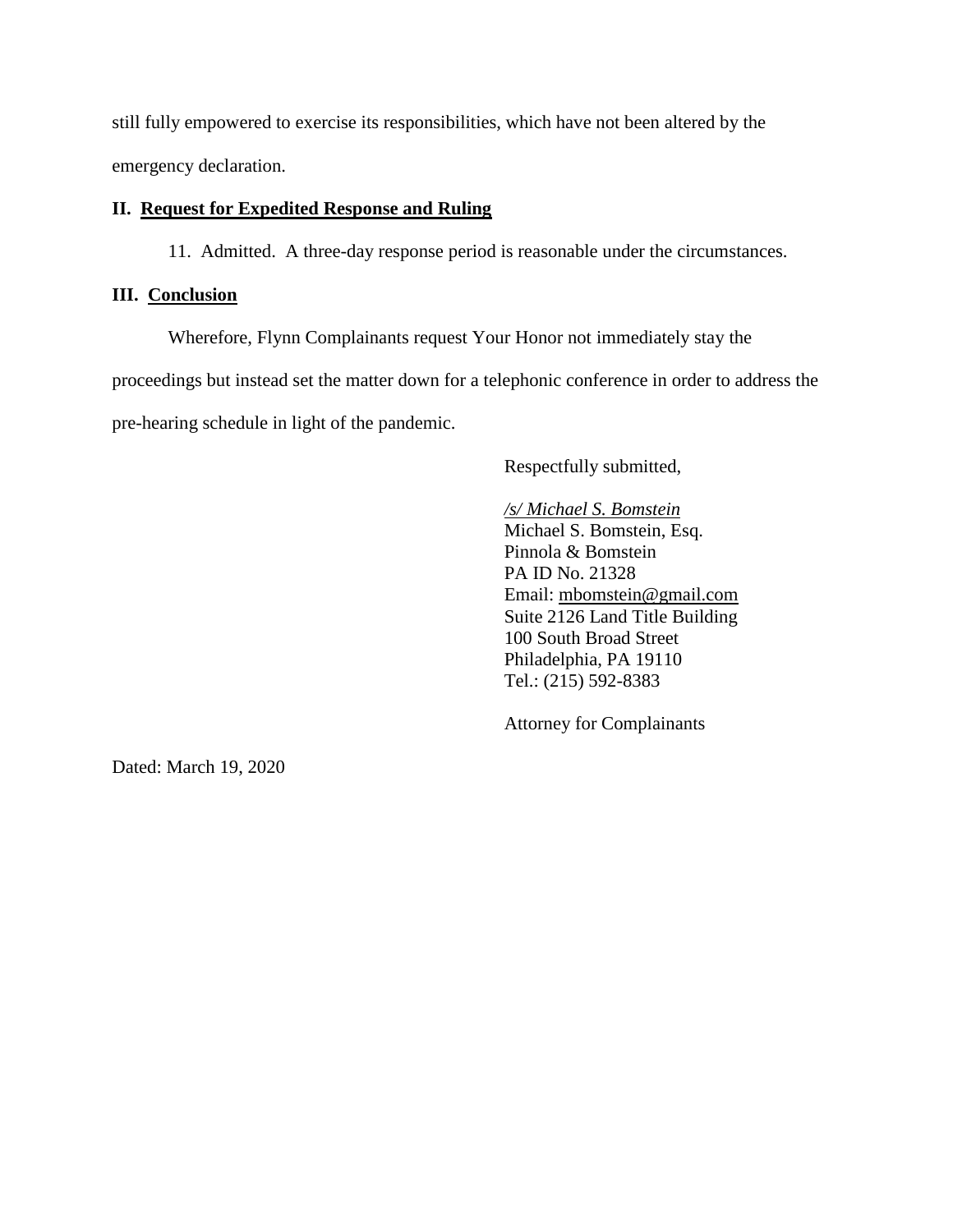still fully empowered to exercise its responsibilities, which have not been altered by the emergency declaration.

## II. Request for Expedited Response and Ruling

11. Admitted. A three-day response period is reasonable under the circumstances.

## III. Conclusion

Wherefore, Flynn Complainants request Your Honor not immediately stay the proceedings but instead set the matter down for a telephonic conference in order to address the pre-hearing schedule in light of the pandemic.

Respectfully submitted,

*/s/ Michael S. Bomstein*
Michael S. Bomstein, Esq.
Pinnola & Bomstein
PA ID No. 21328
Email: mbomstein@gmail.com
Suite 2126 Land Title Building
100 South Broad Street
Philadelphia, PA 19110
Tel.: (215) 592-8383

Attorney for Complainants

Dated: March 19, 2020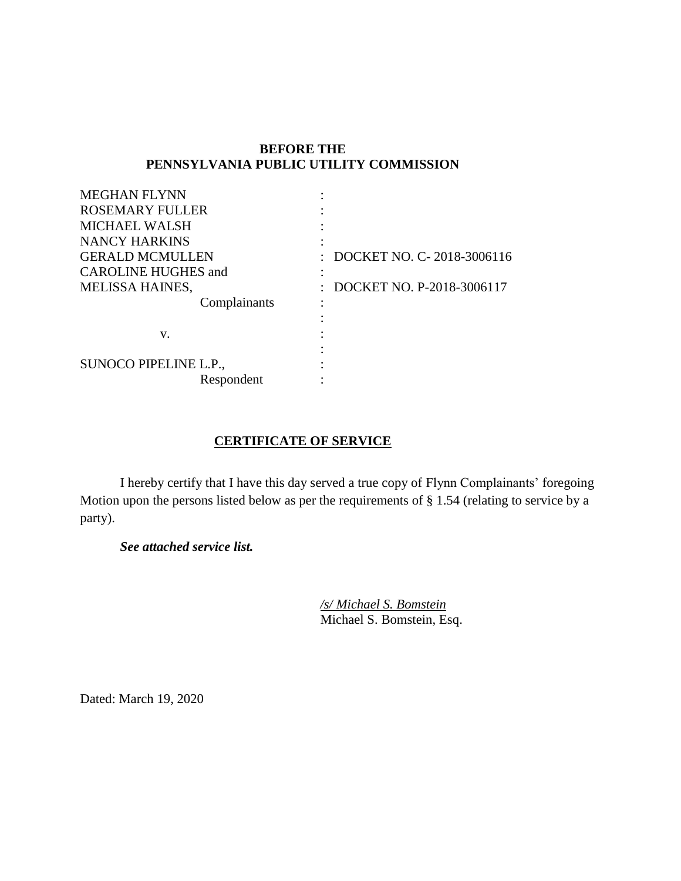**BEFORE THE**
**PENNSYLVANIA PUBLIC UTILITY COMMISSION**

| | | |
|---|---|---|
| MEGHAN FLYNN | : | |
| ROSEMARY FULLER | : | |
| MICHAEL WALSH | : | |
| NANCY HARKINS | : | |
| GERALD MCMULLEN | : | DOCKET NO. C- 2018-3006116 |
| CAROLINE HUGHES and | : | |
| MELISSA HAINES, | : | DOCKET NO. P-2018-3006117 |
| Complainants | : | |
| | : | |
| v. | : | |
| | : | |
| SUNOCO PIPELINE L.P., | : | |
| Respondent | : | |

## CERTIFICATE OF SERVICE

I hereby certify that I have this day served a true copy of Flynn Complainants' foregoing Motion upon the persons listed below as per the requirements of § 1.54 (relating to service by a party).

***See attached service list.***

*/s/ Michael S. Bomstein*
Michael S. Bomstein, Esq.

Dated: March 19, 2020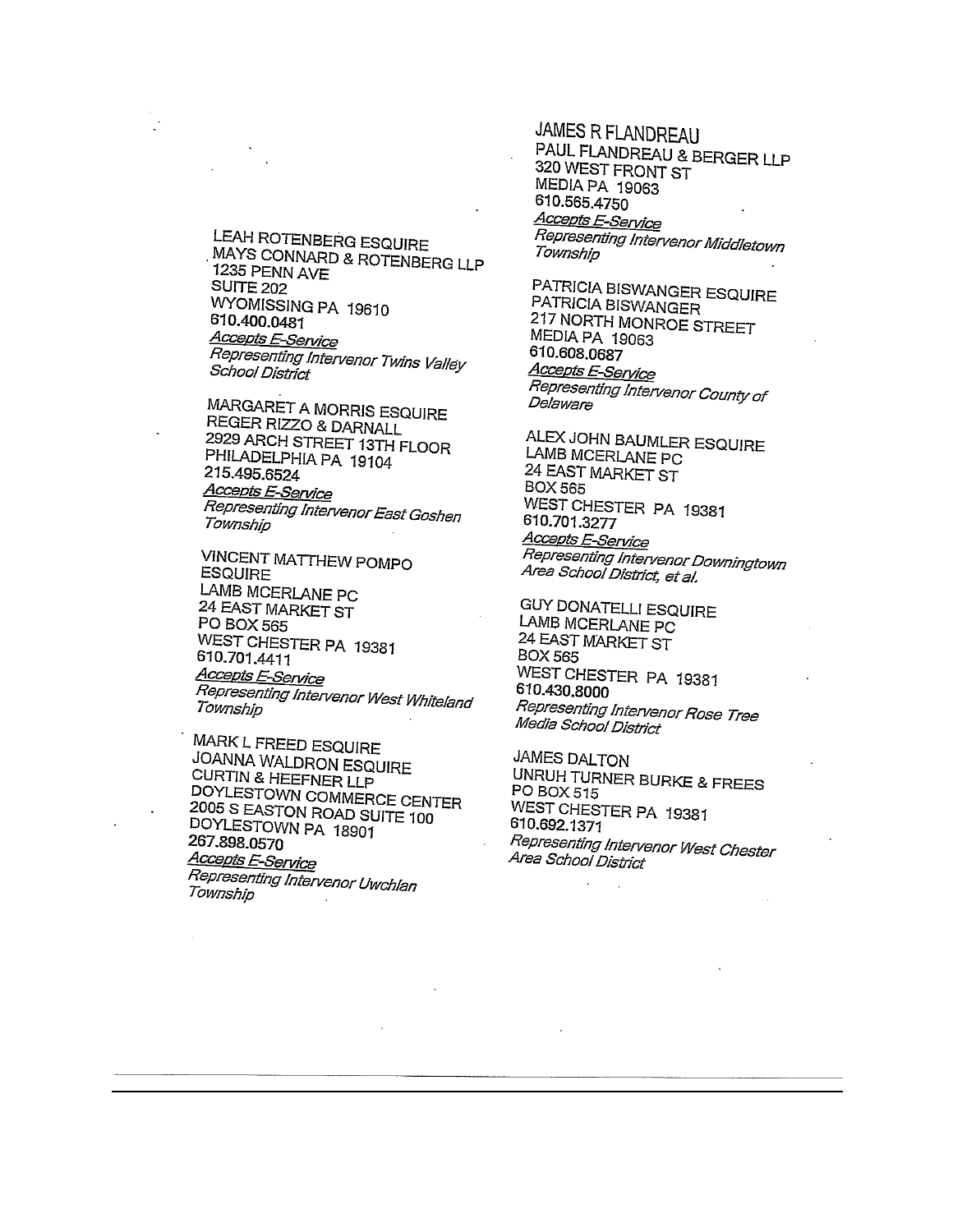LEAH ROTENBERG ESQUIRE
MAYS CONNARD & ROTENBERG LLP
1235 PENN AVE
SUITE 202
WYOMISSING PA 19610
610.400.0481
*Accepts E-Service*
*Representing Intervenor Twins Valley School District*

MARGARET A MORRIS ESQUIRE
REGER RIZZO & DARNALL
2929 ARCH STREET 13TH FLOOR
PHILADELPHIA PA 19104
215.495.6524
*Accepts E-Service*
*Representing Intervenor East Goshen Township*

VINCENT MATTHEW POMPO ESQUIRE
LAMB MCERLANE PC
24 EAST MARKET ST
PO BOX 565
WEST CHESTER PA 19381
610.701.4411
*Accepts E-Service*
*Representing Intervenor West Whiteland Township*

MARK L FREED ESQUIRE
JOANNA WALDRON ESQUIRE
CURTIN & HEEFNER LLP
DOYLESTOWN COMMERCE CENTER
2005 S EASTON ROAD SUITE 100
DOYLESTOWN PA 18901
267.898.0570
*Accepts E-Service*
*Representing Intervenor Uwchlan Township*

JAMES R FLANDREAU
PAUL FLANDREAU & BERGER LLP
320 WEST FRONT ST
MEDIA PA 19063
610.565.4750
*Accepts E-Service*
*Representing Intervenor Middletown Township*

PATRICIA BISWANGER ESQUIRE
PATRICIA BISWANGER
217 NORTH MONROE STREET
MEDIA PA 19063
610.608.0687
*Accepts E-Service*
*Representing Intervenor County of Delaware*

ALEX JOHN BAUMLER ESQUIRE
LAMB MCERLANE PC
24 EAST MARKET ST
BOX 565
WEST CHESTER PA 19381
610.701.3277
*Accepts E-Service*
*Representing Intervenor Downingtown Area School District, et al.*

GUY DONATELLI ESQUIRE
LAMB MCERLANE PC
24 EAST MARKET ST
BOX 565
WEST CHESTER PA 19381
610.430.8000
*Representing Intervenor Rose Tree Media School District*

JAMES DALTON
UNRUH TURNER BURKE & FREES
PO BOX 515
WEST CHESTER PA 19381
610.692.1371
*Representing Intervenor West Chester Area School District*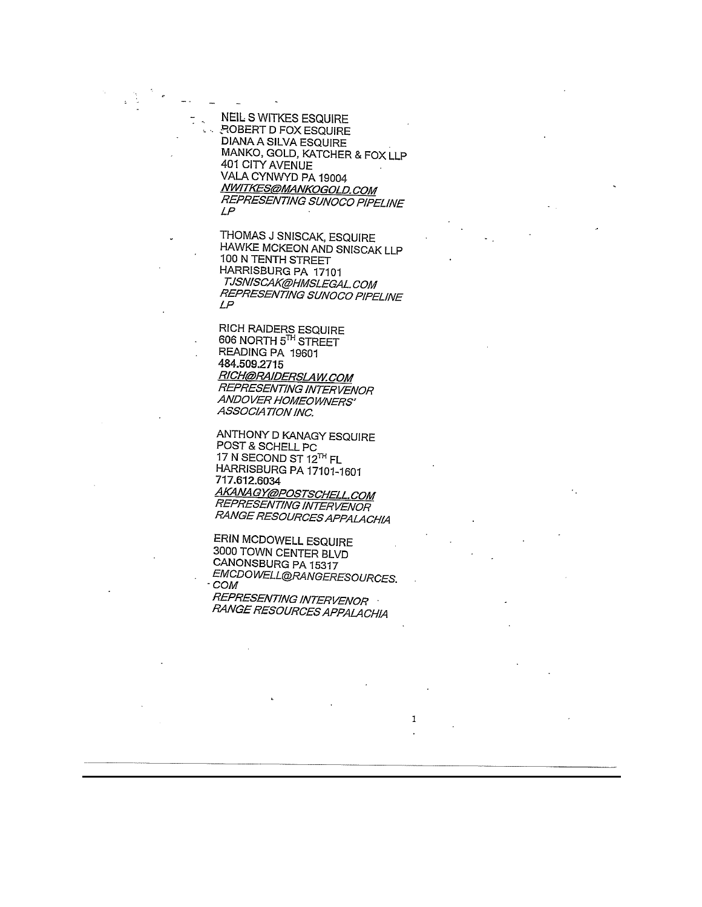NEIL S WITKES ESQUIRE
ROBERT D FOX ESQUIRE
DIANA A SILVA ESQUIRE
MANKO, GOLD, KATCHER & FOX LLP
401 CITY AVENUE
VALA CYNWYD PA 19004
*NWITKES@MANKOGOLD.COM*
*REPRESENTING SUNOCO PIPELINE LP*

THOMAS J SNISCAK, ESQUIRE
HAWKE MCKEON AND SNISCAK LLP
100 N TENTH STREET
HARRISBURG PA 17101
*TJSNISCAK@HMSLEGAL.COM*
*REPRESENTING SUNOCO PIPELINE LP*

RICH RAIDERS ESQUIRE
606 NORTH 5TH STREET
READING PA 19601
484.509.2715
*RICH@RAIDERSLAW.COM*
*REPRESENTING INTERVENOR ANDOVER HOMEOWNERS' ASSOCIATION INC.*

ANTHONY D KANAGY ESQUIRE
POST & SCHELL PC
17 N SECOND ST 12TH FL
HARRISBURG PA 17101-1601
717.612.6034
*AKANAGY@POSTSCHELL.COM*
*REPRESENTING INTERVENOR RANGE RESOURCES APPALACHIA*

ERIN MCDOWELL ESQUIRE
3000 TOWN CENTER BLVD
CANONSBURG PA 15317
*EMCDOWELL@RANGERESOURCES.COM*
*REPRESENTING INTERVENOR RANGE RESOURCES APPALACHIA*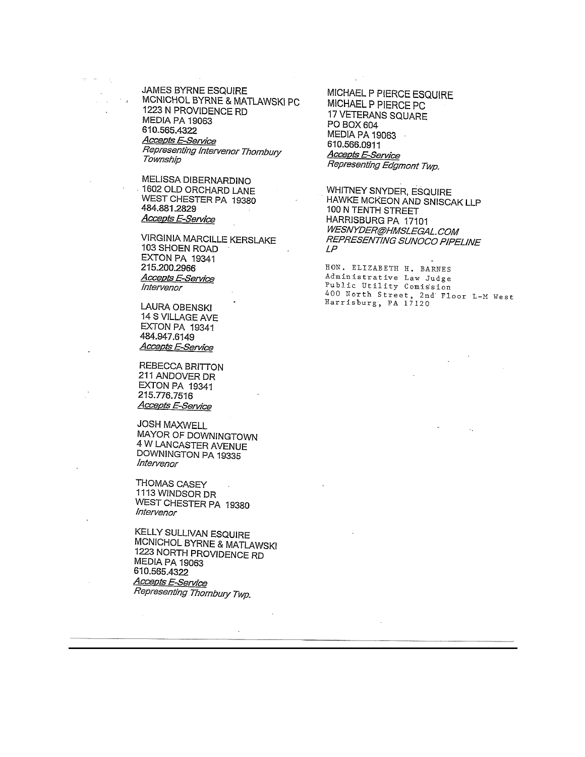JAMES BYRNE ESQUIRE
MCNICHOL BYRNE & MATLAWSKI PC
1223 N PROVIDENCE RD
MEDIA PA 19063
610.565.4322
*Accepts E-Service*
*Representing Intervenor Thornbury Township*

MELISSA DIBERNARDINO
1602 OLD ORCHARD LANE
WEST CHESTER PA 19380
484.881.2829
*Accepts E-Service*

VIRGINIA MARCILLE KERSLAKE
103 SHOEN ROAD
EXTON PA 19341
215.200.2966
*Accepts E-Service*
*Intervenor*

LAURA OBENSKI
14 S VILLAGE AVE
EXTON PA 19341
484.947.6149
*Accepts E-Service*

REBECCA BRITTON
211 ANDOVER DR
EXTON PA 19341
215.776.7516
*Accepts E-Service*

JOSH MAXWELL
MAYOR OF DOWNINGTOWN
4 W LANCASTER AVENUE
DOWNINGTON PA 19335
*Intervenor*

THOMAS CASEY
1113 WINDSOR DR
WEST CHESTER PA 19380
*Intervenor*

KELLY SULLIVAN ESQUIRE
MCNICHOL BYRNE & MATLAWSKI
1223 NORTH PROVIDENCE RD
MEDIA PA 19063
610.565.4322
*Accepts E-Service*
*Representing Thornbury Twp.*

MICHAEL P PIERCE ESQUIRE
MICHAEL P PIERCE PC
17 VETERANS SQUARE
PO BOX 604
MEDIA PA 19063
610.566.0911
*Accepts E-Service*
*Representing Edgmont Twp.*

WHITNEY SNYDER, ESQUIRE
HAWKE MCKEON AND SNISCAK LLP
100 N TENTH STREET
HARRISBURG PA 17101
*WESNYDER@HMSLEGAL.COM*
*REPRESENTING SUNOCO PIPELINE LP*

HON. ELIZABETH H. BARNES
Administrative Law Judge
Public Utility Comission
400 North Street, 2nd Floor L-M West
Harrisburg, PA 17120